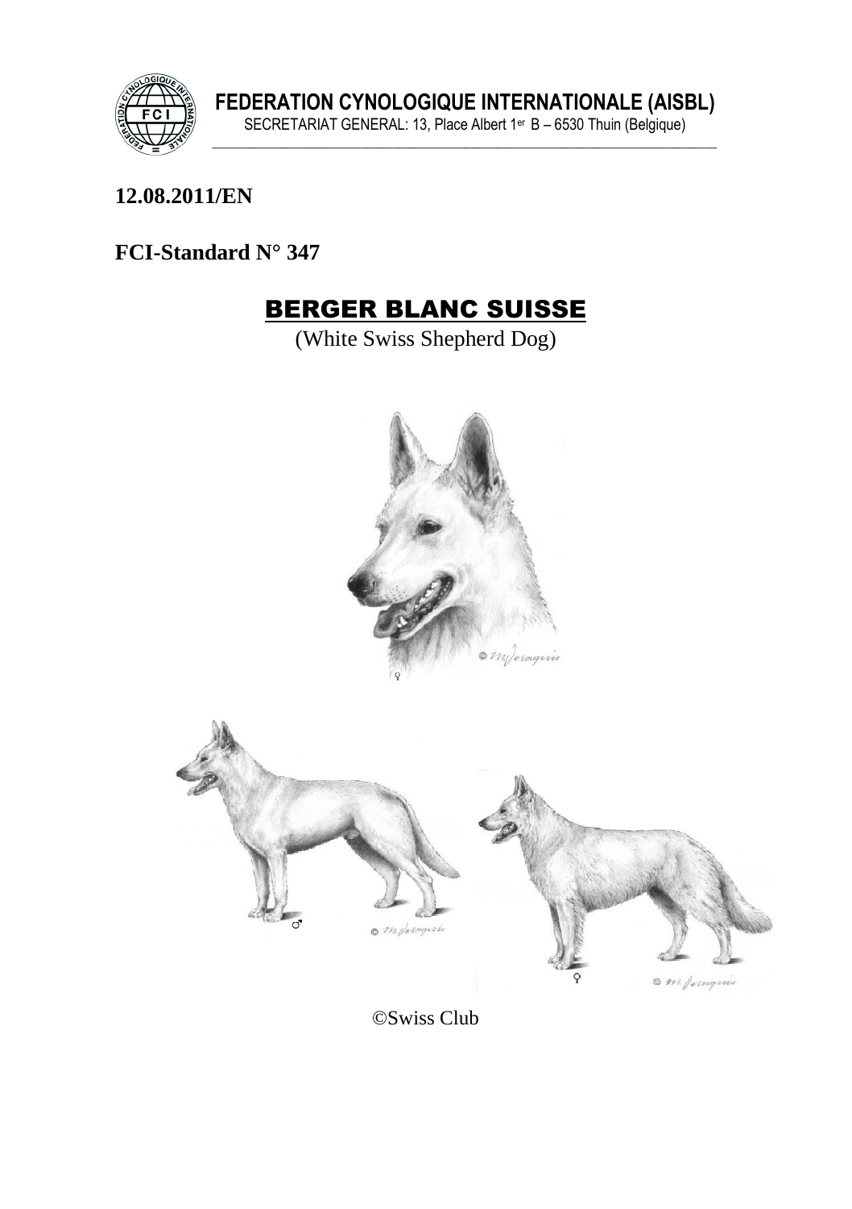**FEDERATION CYNOLOGIQUE INTERNATIONALE (AISBL)**

SECRETARIAT GENERAL: 13, Place Albert 1er B – 6530 Thuin (Belgique)

**12.08.2011/EN**

**FCI-Standard N° 347**

# BERGER BLANC SUISSE

(White Swiss Shepherd Dog)

©Swiss Club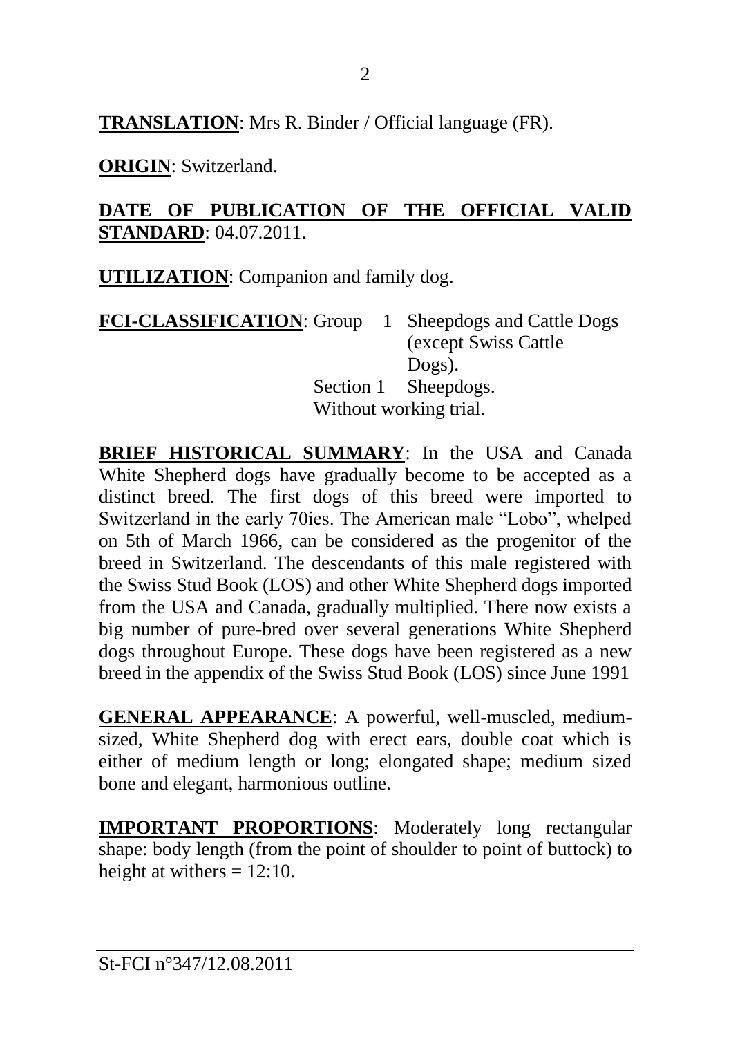**TRANSLATION**: Mrs R. Binder / Official language (FR).

**ORIGIN**: Switzerland.

**DATE OF PUBLICATION OF THE OFFICIAL VALID STANDARD**: 04.07.2011.

**UTILIZATION**: Companion and family dog.

**FCI-CLASSIFICATION**: Group 1 Sheepdogs and Cattle Dogs (except Swiss Cattle Dogs).
Section 1 Sheepdogs.
Without working trial.

**BRIEF HISTORICAL SUMMARY**: In the USA and Canada White Shepherd dogs have gradually become to be accepted as a distinct breed. The first dogs of this breed were imported to Switzerland in the early 70ies. The American male "Lobo", whelped on 5th of March 1966, can be considered as the progenitor of the breed in Switzerland. The descendants of this male registered with the Swiss Stud Book (LOS) and other White Shepherd dogs imported from the USA and Canada, gradually multiplied. There now exists a big number of pure-bred over several generations White Shepherd dogs throughout Europe. These dogs have been registered as a new breed in the appendix of the Swiss Stud Book (LOS) since June 1991

**GENERAL APPEARANCE**: A powerful, well-muscled, medium-sized, White Shepherd dog with erect ears, double coat which is either of medium length or long; elongated shape; medium sized bone and elegant, harmonious outline.

**IMPORTANT PROPORTIONS**: Moderately long rectangular shape: body length (from the point of shoulder to point of buttock) to height at withers = 12:10.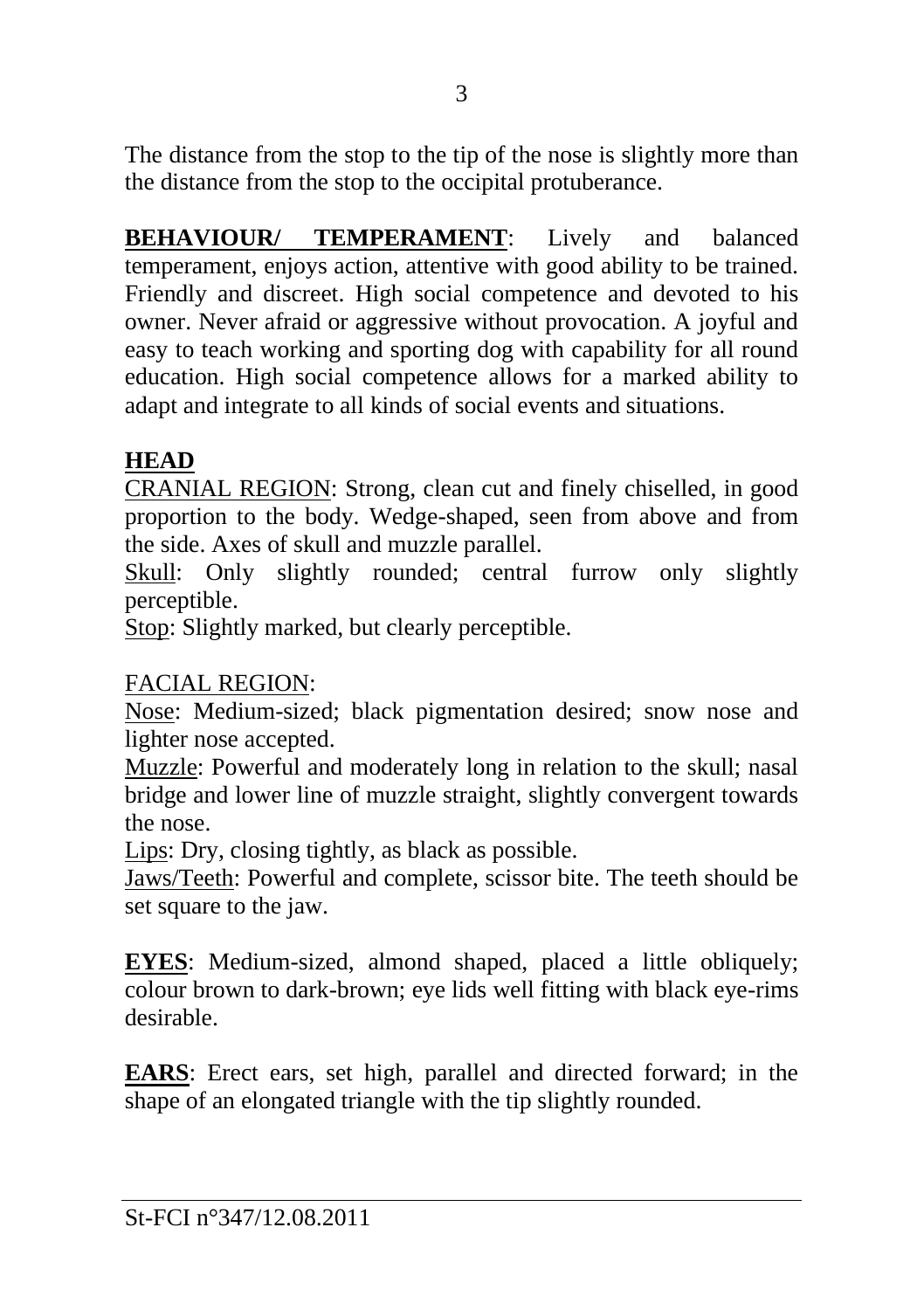The distance from the stop to the tip of the nose is slightly more than the distance from the stop to the occipital protuberance.

**BEHAVIOUR/ TEMPERAMENT**: Lively and balanced temperament, enjoys action, attentive with good ability to be trained. Friendly and discreet. High social competence and devoted to his owner. Never afraid or aggressive without provocation. A joyful and easy to teach working and sporting dog with capability for all round education. High social competence allows for a marked ability to adapt and integrate to all kinds of social events and situations.

**HEAD**

CRANIAL REGION: Strong, clean cut and finely chiselled, in good proportion to the body. Wedge-shaped, seen from above and from the side. Axes of skull and muzzle parallel.

Skull: Only slightly rounded; central furrow only slightly perceptible.

Stop: Slightly marked, but clearly perceptible.

FACIAL REGION:

Nose: Medium-sized; black pigmentation desired; snow nose and lighter nose accepted.

Muzzle: Powerful and moderately long in relation to the skull; nasal bridge and lower line of muzzle straight, slightly convergent towards the nose.

Lips: Dry, closing tightly, as black as possible.

Jaws/Teeth: Powerful and complete, scissor bite. The teeth should be set square to the jaw.

**EYES**: Medium-sized, almond shaped, placed a little obliquely; colour brown to dark-brown; eye lids well fitting with black eye-rims desirable.

**EARS**: Erect ears, set high, parallel and directed forward; in the shape of an elongated triangle with the tip slightly rounded.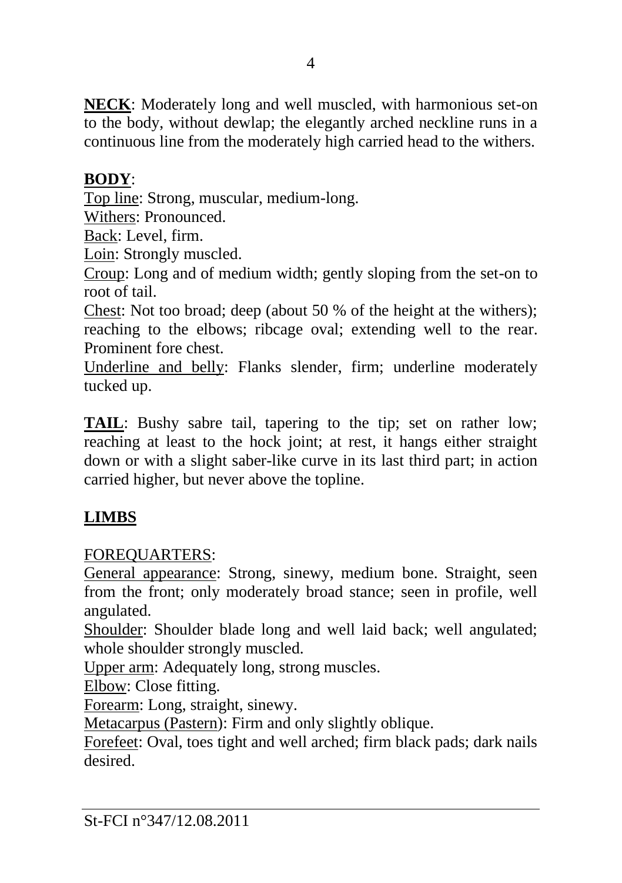**NECK**: Moderately long and well muscled, with harmonious set-on to the body, without dewlap; the elegantly arched neckline runs in a continuous line from the moderately high carried head to the withers.

**BODY**:

Top line: Strong, muscular, medium-long.

Withers: Pronounced.

Back: Level, firm.

Loin: Strongly muscled.

Croup: Long and of medium width; gently sloping from the set-on to root of tail.

Chest: Not too broad; deep (about 50 % of the height at the withers); reaching to the elbows; ribcage oval; extending well to the rear. Prominent fore chest.

Underline and belly: Flanks slender, firm; underline moderately tucked up.

**TAIL**: Bushy sabre tail, tapering to the tip; set on rather low; reaching at least to the hock joint; at rest, it hangs either straight down or with a slight saber-like curve in its last third part; in action carried higher, but never above the topline.

## LIMBS

FOREQUARTERS:

General appearance: Strong, sinewy, medium bone. Straight, seen from the front; only moderately broad stance; seen in profile, well angulated.

Shoulder: Shoulder blade long and well laid back; well angulated; whole shoulder strongly muscled.

Upper arm: Adequately long, strong muscles.

Elbow: Close fitting.

Forearm: Long, straight, sinewy.

Metacarpus (Pastern): Firm and only slightly oblique.

Forefeet: Oval, toes tight and well arched; firm black pads; dark nails desired.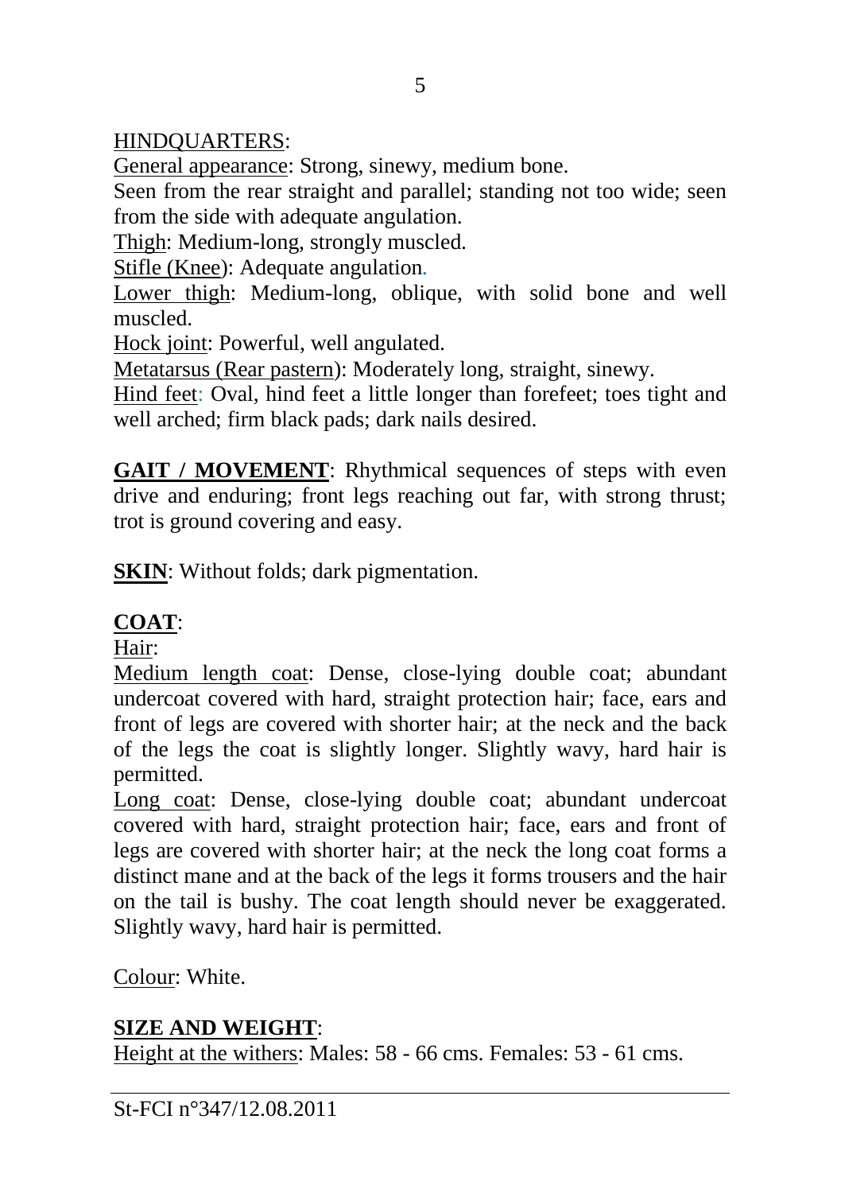HINDQUARTERS:

General appearance: Strong, sinewy, medium bone.

Seen from the rear straight and parallel; standing not too wide; seen from the side with adequate angulation.

Thigh: Medium-long, strongly muscled.

Stifle (Knee): Adequate angulation.

Lower thigh: Medium-long, oblique, with solid bone and well muscled.

Hock joint: Powerful, well angulated.

Metatarsus (Rear pastern): Moderately long, straight, sinewy.

Hind feet: Oval, hind feet a little longer than forefeet; toes tight and well arched; firm black pads; dark nails desired.

**GAIT / MOVEMENT**: Rhythmical sequences of steps with even drive and enduring; front legs reaching out far, with strong thrust; trot is ground covering and easy.

**SKIN**: Without folds; dark pigmentation.

**COAT**:

Hair:

Medium length coat: Dense, close-lying double coat; abundant undercoat covered with hard, straight protection hair; face, ears and front of legs are covered with shorter hair; at the neck and the back of the legs the coat is slightly longer. Slightly wavy, hard hair is permitted.

Long coat: Dense, close-lying double coat; abundant undercoat covered with hard, straight protection hair; face, ears and front of legs are covered with shorter hair; at the neck the long coat forms a distinct mane and at the back of the legs it forms trousers and the hair on the tail is bushy. The coat length should never be exaggerated. Slightly wavy, hard hair is permitted.

Colour: White.

**SIZE AND WEIGHT**:

Height at the withers: Males: 58 - 66 cms. Females: 53 - 61 cms.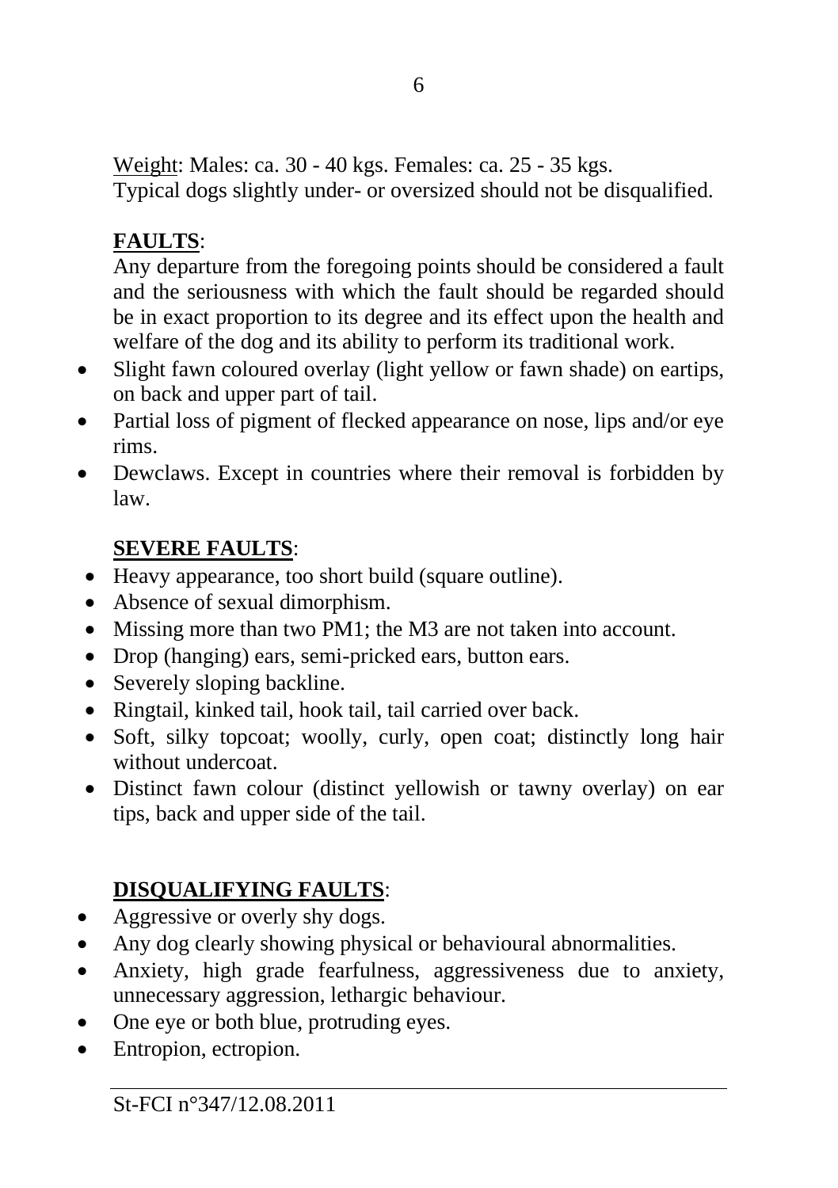<u>Weight</u>: Males: ca. 30 - 40 kgs. Females: ca. 25 - 35 kgs.
Typical dogs slightly under- or oversized should not be disqualified.

## FAULTS:

Any departure from the foregoing points should be considered a fault and the seriousness with which the fault should be regarded should be in exact proportion to its degree and its effect upon the health and welfare of the dog and its ability to perform its traditional work.

- Slight fawn coloured overlay (light yellow or fawn shade) on eartips, on back and upper part of tail.
- Partial loss of pigment of flecked appearance on nose, lips and/or eye rims.
- Dewclaws. Except in countries where their removal is forbidden by law.

## SEVERE FAULTS:

- Heavy appearance, too short build (square outline).
- Absence of sexual dimorphism.
- Missing more than two PM1; the M3 are not taken into account.
- Drop (hanging) ears, semi-pricked ears, button ears.
- Severely sloping backline.
- Ringtail, kinked tail, hook tail, tail carried over back.
- Soft, silky topcoat; woolly, curly, open coat; distinctly long hair without undercoat.
- Distinct fawn colour (distinct yellowish or tawny overlay) on ear tips, back and upper side of the tail.

## DISQUALIFYING FAULTS:

- Aggressive or overly shy dogs.
- Any dog clearly showing physical or behavioural abnormalities.
- Anxiety, high grade fearfulness, aggressiveness due to anxiety, unnecessary aggression, lethargic behaviour.
- One eye or both blue, protruding eyes.
- Entropion, ectropion.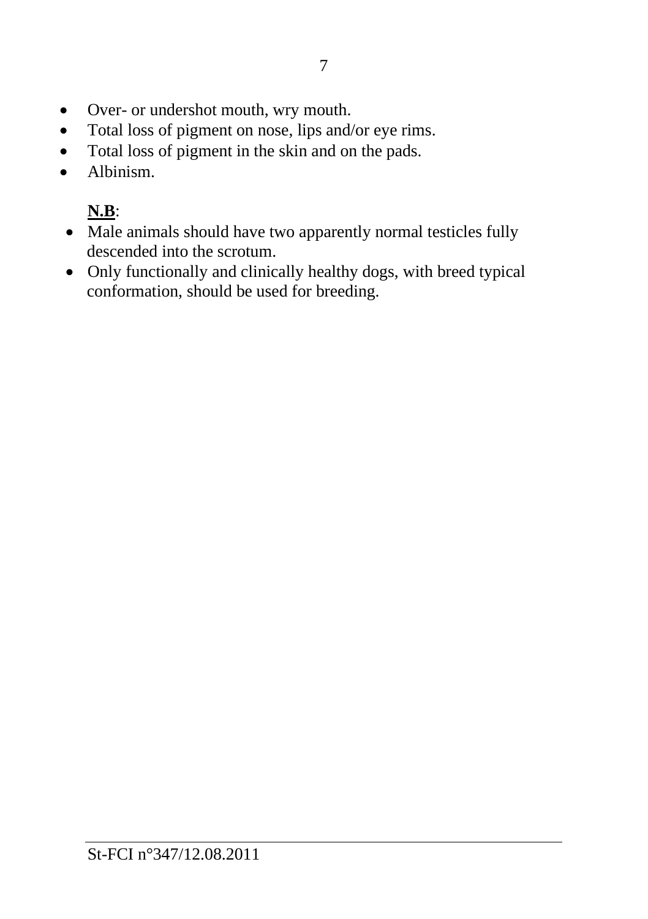- Over- or undershot mouth, wry mouth.
- Total loss of pigment on nose, lips and/or eye rims.
- Total loss of pigment in the skin and on the pads.
- Albinism.

**N.B**:

- Male animals should have two apparently normal testicles fully descended into the scrotum.
- Only functionally and clinically healthy dogs, with breed typical conformation, should be used for breeding.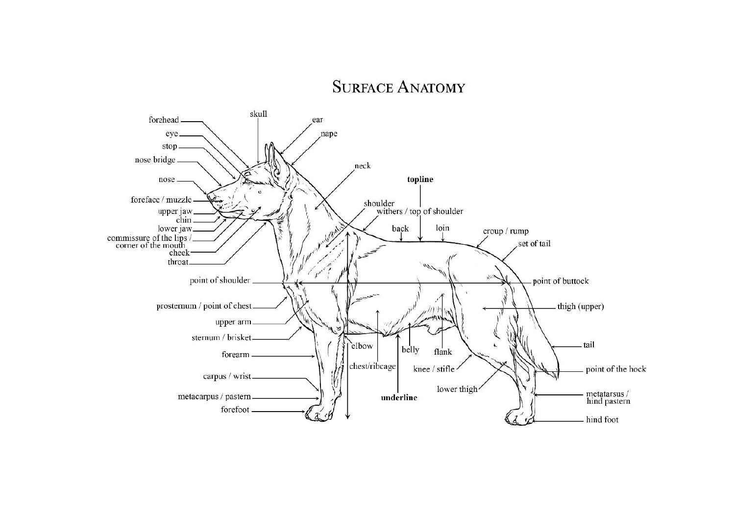# Surface Anatomy

forehead
eye
stop
nose bridge
nose
foreface / muzzle
upper jaw
chin
lower jaw
commissure of the lips / corner of the mouth
cheek
throat
skull
ear
nape
neck
shoulder
withers / top of shoulder
topline
back
loin
croup / rump
set of tail
point of shoulder
point of buttock
prosternum / point of chest
thigh (upper)
upper arm
sternum / brisket
elbow
belly
flank
tail
forearm
chest/ribcage
knee / stifle
point of the hock
carpus / wrist
lower thigh
metacarpus / pastern
underline
metatarsus / hind pastern
forefoot
hind foot